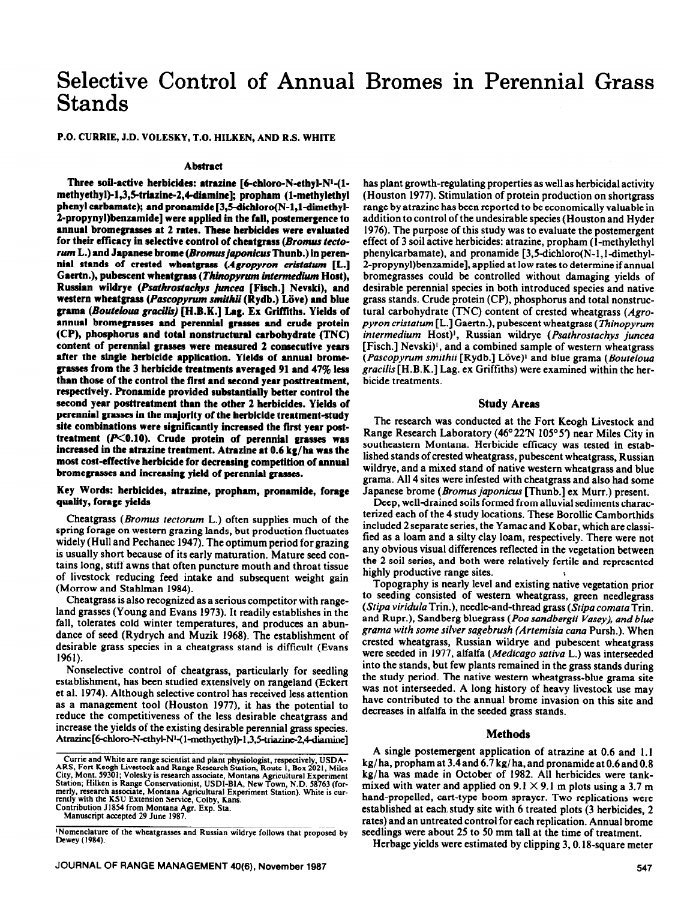# Selective Control of Annual Bromes in Perennial Grass Stands

**P.O. CURRIE, J.D. VOLESKY, T.O. HILKEN, AND R.S. WHITE**

## Abstract

**Three soil-active herbicides: atrazine [6-chloro-N-ethyl-N'-(1-methyethyl)-1,3,5-triazine-2,4-diamine]; propham (1-methylethyl phenyl carbamate); and pronamide [3,5-dichloro(N-1,1-dimethyl-2-propynyl)benzamide] were applied in the fall, postemergence to annual bromegrasses at 2 rates. These herbicides were evaluated for their efficacy in selective control of cheatgrass (*Bromus tectorum* L.) and Japanese brome (*Bromus japonicus* Thunb.) in perennial stands of crested wheatgrass (*Agropyron cristatum* [L.] Gaertn.), pubescent wheatgrass (*Thinopyrum intermedium* Host), Russian wildrye (*Psathrostachys juncea* [Fisch.] Nevski), and western wheatgrass (*Pascopyrum smithii* (Rydb.) Löve) and blue grama (*Bouteloua gracilis*) [H.B.K.] Lag. Ex Griffiths. Yields of annual bromegrasses and perennial grasses and crude protein (CP), phosphorus and total nonstructural carbohydrate (TNC) content of perennial grasses were measured 2 consecutive years after the single herbicide application. Yields of annual bromegrasses from the 3 herbicide treatments averaged 91 and 47% less than those of the control the first and second year posttreatment, respectively. Pronamide provided substantially better control the second year posttreatment than the other 2 herbicides. Yields of perennial grasses in the majority of the herbicide treatment-study site combinations were significantly increased the first year posttreatment ($P<0.10$). Crude protein of perennial grasses was increased in the atrazine treatment. Atrazine at 0.6 kg/ha was the most cost-effective herbicide for decreasing competition of annual bromegrasses and increasing yield of perennial grasses.**

**Key Words: herbicides, atrazine, propham, pronamide, forage quality, forage yields**

Cheatgrass (*Bromus tectorum* L.) often supplies much of the spring forage on western grazing lands, but production fluctuates widely (Hull and Pechanec 1947). The optimum period for grazing is usually short because of its early maturation. Mature seed contains long, stiff awns that often puncture mouth and throat tissue of livestock reducing feed intake and subsequent weight gain (Morrow and Stahlman 1984).

Cheatgrass is also recognized as a serious competitor with rangeland grasses (Young and Evans 1973). It readily establishes in the fall, tolerates cold winter temperatures, and produces an abundance of seed (Rydrych and Muzik 1968). The establishment of desirable grass species in a cheatgrass stand is difficult (Evans 1961).

Nonselective control of cheatgrass, particularly for seedling establishment, has been studied extensively on rangeland (Eckert et al. 1974). Although selective control has received less attention as a management tool (Houston 1977), it has the potential to reduce the competitiveness of the less desirable cheatgrass and increase the yields of the existing desirable perennial grass species. Atrazine [6-chloro-N-ethyl-N'-(1-methyethyl)-1,3,5-triazine-2,4-diamine] has plant growth-regulating properties as well as herbicidal activity (Houston 1977). Stimulation of protein production on shortgrass range by atrazine has been reported to be economically valuable in addition to control of the undesirable species (Houston and Hyder 1976). The purpose of this study was to evaluate the postemergent effect of 3 soil active herbicides: atrazine, propham (1-methylethyl phenylcarbamate), and pronamide [3,5-dichloro(N-1,1-dimethyl-2-propynyl)benzamide], applied at low rates to determine if annual bromegrasses could be controlled without damaging yields of desirable perennial species in both introduced species and native grass stands. Crude protein (CP), phosphorus and total nonstructural carbohydrate (TNC) content of crested wheatgrass (*Agropyron cristatum* [L.] Gaertn.), pubescent wheatgrass (*Thinopyrum intermedium* Host)[1], Russian wildrye (*Psathrostachys juncea* [Fisch.] Nevski)[1], and a combined sample of western wheatgrass (*Pascopyrum smithii* [Rydb.] Löve)[1] and blue grama (*Bouteloua gracilis* [H.B.K.] Lag. ex Griffiths) were examined within the herbicide treatments.

## Study Areas

The research was conducted at the Fort Keogh Livestock and Range Research Laboratory (46°22'N 105°5') near Miles City in southeastern Montana. Herbicide efficacy was tested in established stands of crested wheatgrass, pubescent wheatgrass, Russian wildrye, and a mixed stand of native western wheatgrass and blue grama. All 4 sites were infested with cheatgrass and also had some Japanese brome (*Bromus japonicus* [Thunb.] ex Murr.) present.

Deep, well-drained soils formed from alluvial sediments characterized each of the 4 study locations. These Borollic Camborthids included 2 separate series, the Yamac and Kobar, which are classified as a loam and a silty clay loam, respectively. There were not any obvious visual differences reflected in the vegetation between the 2 soil series, and both were relatively fertile and represented highly productive range sites.

Topography is nearly level and existing native vegetation prior to seeding consisted of western wheatgrass, green needlegrass (*Stipa viridula* Trin.), needle-and-thread grass (*Stipa comata* Trin. and Rupr.), Sandberg bluegrass (*Poa sandbergii* Vasey), and blue grama with some silver sagebrush (*Artemisia cana* Pursh.). When crested wheatgrass, Russian wildrye and pubescent wheatgrass were seeded in 1977, alfalfa (*Medicago sativa* L.) was interseeded into the stands, but few plants remained in the grass stands during the study period. The native western wheatgrass-blue grama site was not interseeded. A long history of heavy livestock use may have contributed to the annual brome invasion on this site and decreases in alfalfa in the seeded grass stands.

## Methods

A single postemergent application of atrazine at 0.6 and 1.1 kg/ha, propham at 3.4 and 6.7 kg/ha, and pronamide at 0.6 and 0.8 kg/ha was made in October of 1982. All herbicides were tank-mixed with water and applied on 9.1 × 9.1 m plots using a 3.7 m hand-propelled, cart-type boom sprayer. Two replications were established at each study site with 6 treated plots (3 herbicides, 2 rates) and an untreated control for each replication. Annual brome seedlings were about 25 to 50 mm tall at the time of treatment.

Herbage yields were estimated by clipping 3, 0.18-square meter

---

Currie and White are range scientist and plant physiologist, respectively, USDA-ARS, Fort Keogh Livestock and Range Research Station, Route 1, Box 2021, Miles City, Mont. 59301; Volesky is research associate, Montana Agricultural Experiment Station; Hilken is Range Conservationist, USDI-BIA, New Town, N.D. 58763 (formerly, research associate, Montana Agricultural Experiment Station). White is currently with the KSU Extension Service, Colby, Kans.

Contribution J1854 from Montana Agr. Exp. Sta.

Manuscript accepted 29 June 1987.

[1]Nomenclature of the wheatgrasses and Russian wildrye follows that proposed by Dewey (1984).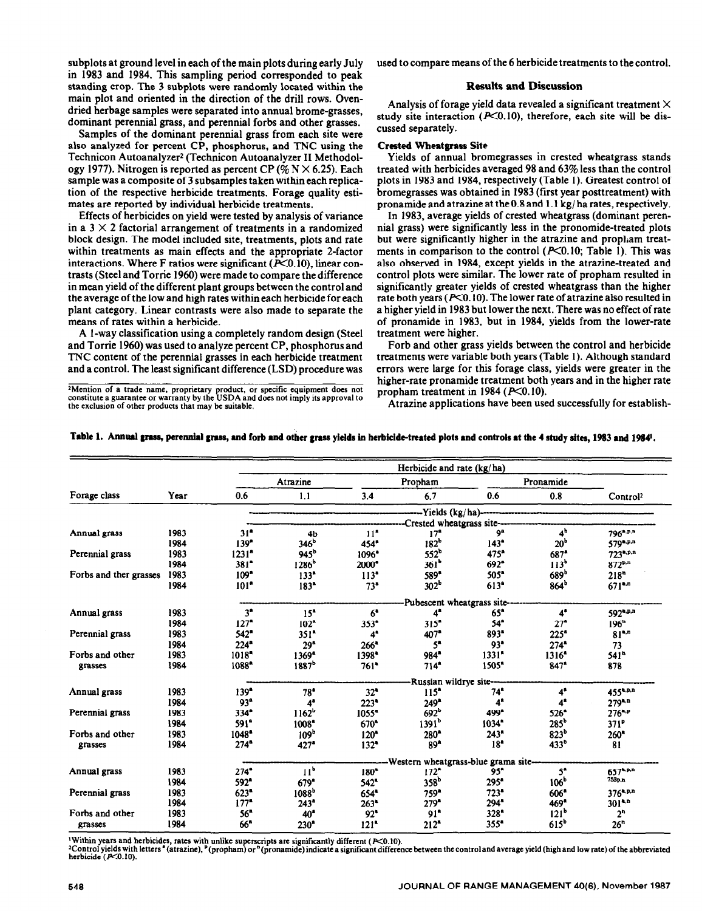subplots at ground level in each of the main plots during early July in 1983 and 1984. This sampling period corresponded to peak standing crop. The 3 subplots were randomly located within the main plot and oriented in the direction of the drill rows. Oven-dried herbage samples were separated into annual brome-grasses, dominant perennial grass, and perennial forbs and other grasses.

Samples of the dominant perennial grass from each site were also analyzed for percent CP, phosphorus, and TNC using the Technicon Autoanalyzer[2] (Technicon Autoanalyzer II Methodology 1977). Nitrogen is reported as percent CP (% N × 6.25). Each sample was a composite of 3 subsamples taken within each replication of the respective herbicide treatments. Forage quality estimates are reported by individual herbicide treatments.

Effects of herbicides on yield were tested by analysis of variance in a 3 × 2 factorial arrangement of treatments in a randomized block design. The model included site, treatments, plots and rate within treatments as main effects and the appropriate 2-factor interactions. Where F ratios were significant ($P<0.10$), linear contrasts (Steel and Torrie 1960) were made to compare the difference in mean yield of the different plant groups between the control and the average of the low and high rates within each herbicide for each plant category. Linear contrasts were also made to separate the means of rates within a herbicide.

A 1-way classification using a completely random design (Steel and Torrie 1960) was used to analyze percent CP, phosphorus and TNC content of the perennial grasses in each herbicide treatment and a control. The least significant difference (LSD) procedure was used to compare means of the 6 herbicide treatments to the control.

[2]Mention of a trade name, proprietary product, or specific equipment does not constitute a guarantee or warranty by the USDA and does not imply its approval to the exclusion of other products that may be suitable.

## Results and Discussion

Analysis of forage yield data revealed a significant treatment × study site interaction ($P<0.10$), therefore, each site will be discussed separately.

### Crested Wheatgrass Site

Yields of annual bromegrasses in crested wheatgrass stands treated with herbicides averaged 98 and 63% less than the control plots in 1983 and 1984, respectively (Table 1). Greatest control of bromegrasses was obtained in 1983 (first year posttreatment) with pronamide and atrazine at the 0.8 and 1.1 kg/ha rates, respectively.

In 1983, average yields of crested wheatgrass (dominant perennial grass) were significantly less in the pronomide-treated plots but were significantly higher in the atrazine and propham treatments in comparison to the control ($P<0.10$; Table 1). This was also observed in 1984, except yields in the atrazine-treated and control plots were similar. The lower rate of propham resulted in significantly greater yields of crested wheatgrass than the higher rate both years ($P<0.10$). The lower rate of atrazine also resulted in a higher yield in 1983 but lower the next. There was no effect of rate of pronamide in 1983, but in 1984, yields from the lower-rate treatment were higher.

Forb and other grass yields between the control and herbicide treatments were variable both years (Table 1). Although standard errors were large for this forage class, yields were greater in the higher-rate pronamide treatment both years and in the higher rate propham treatment in 1984 ($P<0.10$).

Atrazine applications have been used successfully for establish-

**Table 1. Annual grass, perennial grass, and forb and other grass yields in herbicide-treated plots and controls at the 4 study sites, 1983 and 1984[1].**

| Forage class | Year | Atrazine 0.6 | Atrazine 1.1 | Propham 3.4 | Propham 6.7 | Pronamide 0.6 | Pronamide 0.8 | Control[2] |
|---|---|---|---|---|---|---|---|---|
| | | Yields (kg/ha) | | | | | | |
| | | Crested wheatgrass site | | | | | | |
| Annual grass | 1983 | 31[a] | 4b | 11[a] | 17[a] | 9[a] | 4[b] | 796[a,p,n] |
| | 1984 | 139[a] | 346[b] | 454[a] | 182[b] | 143[a] | 20[b] | 579[a,p,n] |
| Perennial grass | 1983 | 1231[a] | 945[b] | 1096[a] | 552[b] | 475[a] | 687[a] | 723[a,p,n] |
| | 1984 | 381[a] | 1286[b] | 2000[a] | 361[b] | 692[a] | 113[b] | 872[p,n] |
| Forbs and ther grasses | 1983 | 109[a] | 133[a] | 113[a] | 589[a] | 505[a] | 689[b] | 218[n] |
| | 1984 | 101[a] | 183[a] | 73[a] | 302[b] | 613[a] | 864[b] | 671[a,n] |
| | | Pubescent wheatgrass site | | | | | | |
| Annual grass | 1983 | 3[a] | 15[a] | 6[a] | 4[a] | 65[a] | 4[a] | 592[a,p,n] |
| | 1984 | 127[a] | 102[a] | 353[a] | 315[a] | 54[a] | 27[a] | 196[n] |
| Perennial grass | 1983 | 542[a] | 351[a] | 4[a] | 407[a] | 893[a] | 225[a] | 81[a,n] |
| | 1984 | 224[a] | 29[a] | 266[a] | 5[a] | 93[a] | 274[a] | 73 |
| Forbs and other grasses | 1983 | 1018[a] | 1369[a] | 1398[a] | 984[a] | 1331[a] | 1316[a] | 541[n] |
| | 1984 | 1088[a] | 1887[b] | 761[a] | 714[a] | 1505[a] | 847[a] | 878 |
| | | Russian wildrye site | | | | | | |
| Annual grass | 1983 | 139[a] | 78[a] | 32[a] | 115[a] | 74[a] | 4[a] | 455[a,p,n] |
| | 1984 | 93[a] | 4[a] | 223[a] | 249[a] | 4[a] | 4[a] | 279[a,n] |
| Perennial grass | 1983 | 334[a] | 1162[b] | 1055[a] | 692[b] | 499[a] | 526[a] | 276[a,p] |
| | 1984 | 591[a] | 1008[a] | 670[a] | 1391[b] | 1034[a] | 285[b] | 371[p] |
| Forbs and other grasses | 1983 | 1048[a] | 109[b] | 120[a] | 280[a] | 243[a] | 823[b] | 260[a] |
| | 1984 | 274[a] | 427[a] | 132[a] | 89[a] | 18[a] | 433[b] | 81 |
| | | Western wheatgrass-blue grama site | | | | | | |
| Annual grass | 1983 | 274[a] | 11[b] | 180[a] | 172[a] | 95[a] | 5[a] | 657[a,p,n] |
| | 1984 | 592[a] | 679[a] | 542[a] | 358[b] | 295[a] | 106[b] | 753[p,n] |
| Perennial grass | 1983 | 623[a] | 1088[b] | 654[a] | 759[a] | 723[a] | 606[a] | 376[a,p,n] |
| | 1984 | 177[a] | 243[a] | 263[a] | 279[a] | 294[a] | 469[a] | 301[a,n] |
| Forbs and other grasses | 1983 | 56[a] | 40[a] | 92[a] | 91[a] | 328[a] | 121[b] | 2[n] |
| | 1984 | 66[a] | 230[a] | 121[a] | 212[a] | 355[a] | 615[b] | 26[n] |

Herbicide and rate (kg/ha)

[1]Within years and herbicides, rates with unlike superscripts are significantly different ($P<0.10$).
[2]Control yields with letters [a] (atrazine), [p] (propham) or [n] (pronamide) indicate a significant difference between the control and average yield (high and low rate) of the abbreviated herbicide ($P<0.10$).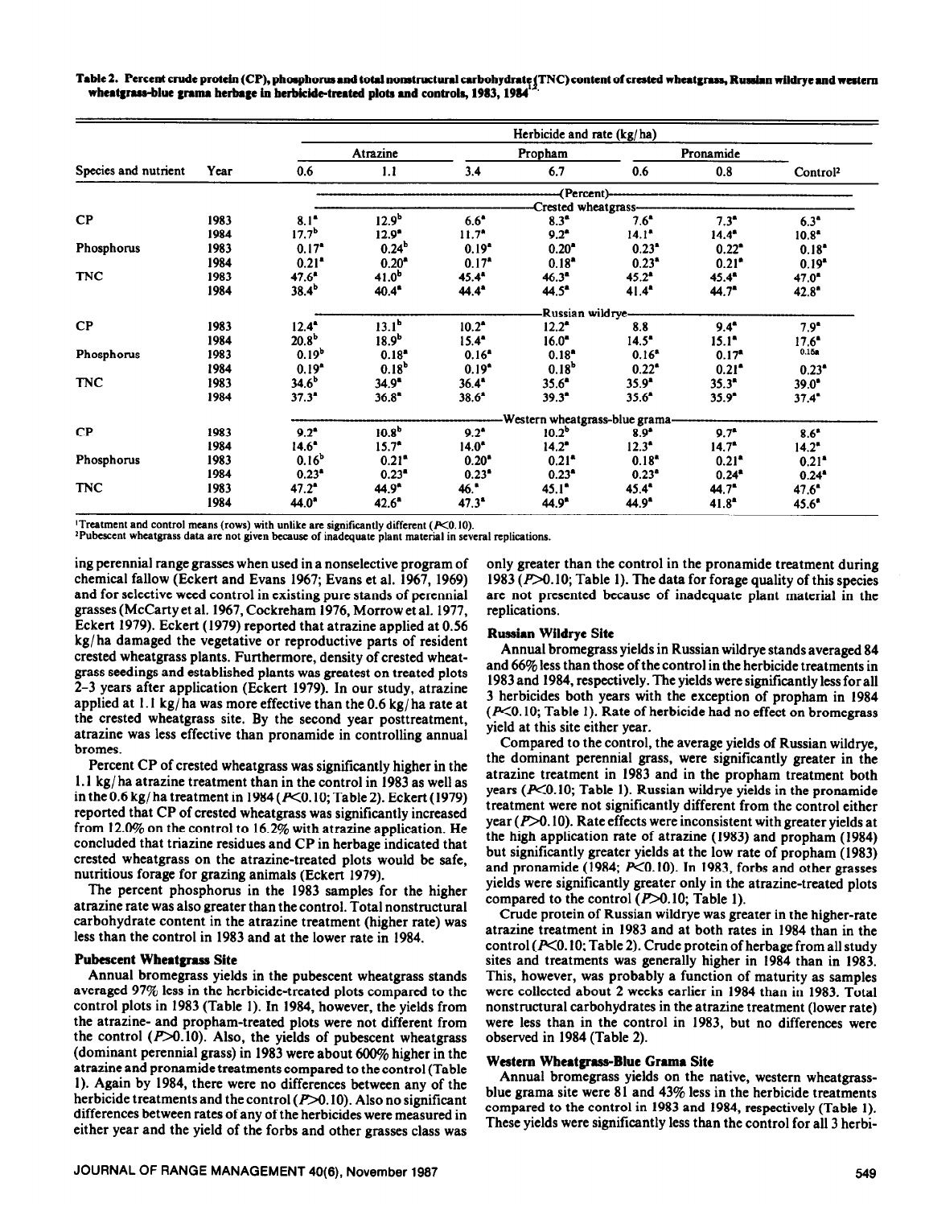Table 2. Percent crude protein (CP), phosphorus and total nonstructural carbohydrate (TNC) content of crested wheatgrass, Russian wildrye and western wheatgrass-blue grama herbage in herbicide-treated plots and controls, 1983, 1984[1,2].

| Species and nutrient | Year | Atrazine 0.6 | Atrazine 1.1 | Propham 3.4 | Propham 6.7 | Pronamide 0.6 | Pronamide 0.8 | Control[2] |
|---|---|---|---|---|---|---|---|---|
| | | (Percent) | | | | | | |
| | | Crested wheatgrass | | | | | | |
| CP | 1983 | 8.1[a] | 12.9[b] | 6.6[a] | 8.3[a] | 7.6[a] | 7.3[a] | 6.3[a] |
| | 1984 | 17.7[b] | 12.9[a] | 11.7[a] | 9.2[a] | 14.1[a] | 14.4[a] | 10.8[a] |
| Phosphorus | 1983 | 0.17[a] | 0.24[b] | 0.19[a] | 0.20[a] | 0.23[a] | 0.22[a] | 0.18[a] |
| | 1984 | 0.21[a] | 0.20[a] | 0.17[a] | 0.18[a] | 0.23[a] | 0.21[a] | 0.19[a] |
| TNC | 1983 | 47.6[a] | 41.0[b] | 45.4[a] | 46.3[a] | 45.2[a] | 45.4[a] | 47.0[a] |
| | 1984 | 38.4[b] | 40.4[a] | 44.4[a] | 44.5[a] | 41.4[a] | 44.7[a] | 42.8[a] |
| | | Russian wildrye | | | | | | |
| CP | 1983 | 12.4[a] | 13.1[b] | 10.2[a] | 12.2[a] | 8.8 | 9.4[a] | 7.9[a] |
| | 1984 | 20.8[b] | 18.9[b] | 15.4[a] | 16.0[a] | 14.5[a] | 15.1[a] | 17.6[a] |
| Phosphorus | 1983 | 0.19[b] | 0.18[a] | 0.16[a] | 0.18[a] | 0.16[a] | 0.17[a] | 0.16[a] |
| | 1984 | 0.19[a] | 0.18[b] | 0.19[a] | 0.18[b] | 0.22[a] | 0.21[a] | 0.23[a] |
| TNC | 1983 | 34.6[b] | 34.9[a] | 36.4[a] | 35.6[a] | 35.9[a] | 35.3[a] | 39.0[a] |
| | 1984 | 37.3[a] | 36.8[a] | 38.6[a] | 39.3[a] | 35.6[a] | 35.9[a] | 37.4[a] |
| | | Western wheatgrass-blue grama | | | | | | |
| CP | 1983 | 9.2[a] | 10.8[b] | 9.2[a] | 10.2[b] | 8.9[a] | 9.7[a] | 8.6[a] |
| | 1984 | 14.6[a] | 15.7[a] | 14.0[a] | 14.2[a] | 12.3[a] | 14.7[a] | 14.2[a] |
| Phosphorus | 1983 | 0.16[b] | 0.21[a] | 0.20[a] | 0.21[a] | 0.18[a] | 0.21[a] | 0.21[a] |
| | 1984 | 0.23[a] | 0.23[a] | 0.23[a] | 0.23[a] | 0.23[a] | 0.24[a] | 0.24[a] |
| TNC | 1983 | 47.2[a] | 44.9[a] | 46.[a] | 45.1[a] | 45.4[a] | 44.7[a] | 47.6[a] |
| | 1984 | 44.0[a] | 42.6[a] | 47.3[a] | 44.9[a] | 44.9[a] | 41.8[a] | 45.6[a] |

[1]Treatment and control means (rows) with unlike are significantly different ($P<0.10$).
[2]Pubescent wheatgrass data are not given because of inadequate plant material in several replications.

ing perennial range grasses when used in a nonselective program of chemical fallow (Eckert and Evans 1967; Evans et al. 1967, 1969) and for selective weed control in existing pure stands of perennial grasses (McCarty et al. 1967, Cockreham 1976, Morrow et al. 1977, Eckert 1979). Eckert (1979) reported that atrazine applied at 0.56 kg/ha damaged the vegetative or reproductive parts of resident crested wheatgrass plants. Furthermore, density of crested wheatgrass seedings and established plants was greatest on treated plots 2–3 years after application (Eckert 1979). In our study, atrazine applied at 1.1 kg/ha was more effective than the 0.6 kg/ha rate at the crested wheatgrass site. By the second year posttreatment, atrazine was less effective than pronamide in controlling annual bromes.

Percent CP of crested wheatgrass was significantly higher in the 1.1 kg/ha atrazine treatment than in the control in 1983 as well as in the 0.6 kg/ha treatment in 1984 ($P<0.10$; Table 2). Eckert (1979) reported that CP of crested wheatgrass was significantly increased from 12.0% on the control to 16.2% with atrazine application. He concluded that triazine residues and CP in herbage indicated that crested wheatgrass on the atrazine-treated plots would be safe, nutritious forage for grazing animals (Eckert 1979).

The percent phosphorus in the 1983 samples for the higher atrazine rate was also greater than the control. Total nonstructural carbohydrate content in the atrazine treatment (higher rate) was less than the control in 1983 and at the lower rate in 1984.

### Pubescent Wheatgrass Site

Annual bromegrass yields in the pubescent wheatgrass stands averaged 97% less in the herbicide-treated plots compared to the control plots in 1983 (Table 1). In 1984, however, the yields from the atrazine- and propham-treated plots were not different from the control ($P>0.10$). Also, the yields of pubescent wheatgrass (dominant perennial grass) in 1983 were about 600% higher in the atrazine and pronamide treatments compared to the control (Table 1). Again by 1984, there were no differences between any of the herbicide treatments and the control ($P>0.10$). Also no significant differences between rates of any of the herbicides were measured in either year and the yield of the forbs and other grasses class was only greater than the control in the pronamide treatment during 1983 ($P>0.10$; Table 1). The data for forage quality of this species are not presented because of inadequate plant material in the replications.

### Russian Wildrye Site

Annual bromegrass yields in Russian wildrye stands averaged 84 and 66% less than those of the control in the herbicide treatments in 1983 and 1984, respectively. The yields were significantly less for all 3 herbicides both years with the exception of propham in 1984 ($P<0.10$; Table 1). Rate of herbicide had no effect on bromegrass yield at this site either year.

Compared to the control, the average yields of Russian wildrye, the dominant perennial grass, were significantly greater in the atrazine treatment in 1983 and in the propham treatment both years ($P<0.10$; Table 1). Russian wildrye yields in the pronamide treatment were not significantly different from the control either year ($P>0.10$). Rate effects were inconsistent with greater yields at the high application rate of atrazine (1983) and propham (1984) but significantly greater yields at the low rate of propham (1983) and pronamide (1984; $P<0.10$). In 1983, forbs and other grasses yields were significantly greater only in the atrazine-treated plots compared to the control ($P>0.10$; Table 1).

Crude protein of Russian wildrye was greater in the higher-rate atrazine treatment in 1983 and at both rates in 1984 than in the control ($P<0.10$; Table 2). Crude protein of herbage from all study sites and treatments was generally higher in 1984 than in 1983. This, however, was probably a function of maturity as samples were collected about 2 weeks earlier in 1984 than in 1983. Total nonstructural carbohydrates in the atrazine treatment (lower rate) were less than in the control in 1983, but no differences were observed in 1984 (Table 2).

### Western Wheatgrass-Blue Grama Site

Annual bromegrass yields on the native, western wheatgrass-blue grama site were 81 and 43% less in the herbicide treatments compared to the control in 1983 and 1984, respectively (Table 1). These yields were significantly less than the control for all 3 herbi-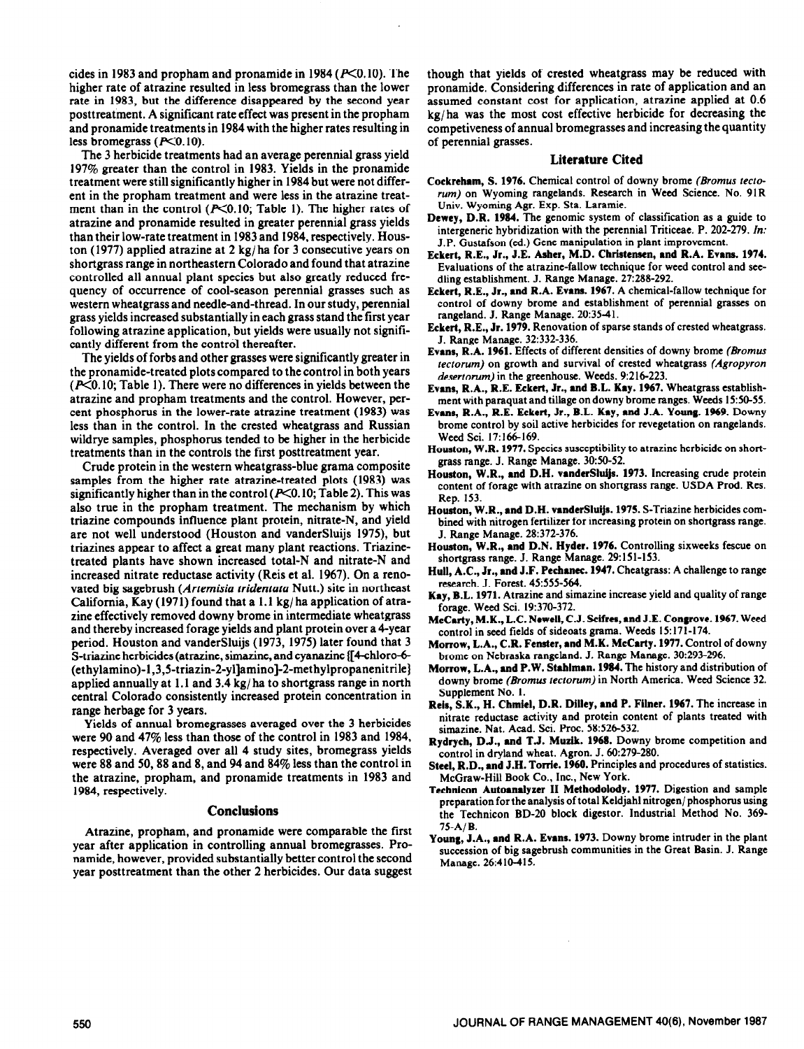cides in 1983 and propham and pronamide in 1984 ($P<0.10$). The higher rate of atrazine resulted in less bromegrass than the lower rate in 1983, but the difference disappeared by the second year posttreatment. A significant rate effect was present in the propham and pronamide treatments in 1984 with the higher rates resulting in less bromegrass ($P<0.10$).

The 3 herbicide treatments had an average perennial grass yield 197% greater than the control in 1983. Yields in the pronamide treatment were still significantly higher in 1984 but were not different in the propham treatment and were less in the atrazine treatment than in the control ($P<0.10$; Table 1). The higher rates of atrazine and pronamide resulted in greater perennial grass yields than their low-rate treatment in 1983 and 1984, respectively. Houston (1977) applied atrazine at 2 kg/ha for 3 consecutive years on shortgrass range in northeastern Colorado and found that atrazine controlled all annual plant species but also greatly reduced frequency of occurrence of cool-season perennial grasses such as western wheatgrass and needle-and-thread. In our study, perennial grass yields increased substantially in each grass stand the first year following atrazine application, but yields were usually not significantly different from the control thereafter.

The yields of forbs and other grasses were significantly greater in the pronamide-treated plots compared to the control in both years ($P<0.10$; Table 1). There were no differences in yields between the atrazine and propham treatments and the control. However, percent phosphorus in the lower-rate atrazine treatment (1983) was less than in the control. In the crested wheatgrass and Russian wildrye samples, phosphorus tended to be higher in the herbicide treatments than in the controls the first posttreatment year.

Crude protein in the western wheatgrass-blue grama composite samples from the higher rate atrazine-treated plots (1983) was significantly higher than in the control ($P<0.10$; Table 2). This was also true in the propham treatment. The mechanism by which triazine compounds influence plant protein, nitrate-N, and yield are not well understood (Houston and vanderSluijs 1975), but triazines appear to affect a great many plant reactions. Triazine-treated plants have shown increased total-N and nitrate-N and increased nitrate reductase activity (Reis et al. 1967). On a renovated big sagebrush (*Artemisia tridentata* Nutt.) site in northeast California, Kay (1971) found that a 1.1 kg/ha application of atrazine effectively removed downy brome in intermediate wheatgrass and thereby increased forage yields and plant protein over a 4-year period. Houston and vanderSluijs (1973, 1975) later found that 3 S-triazine herbicides (atrazine, simazine, and cyanazine {[4-chloro-6-(ethylamino)-1,3,5-triazin-2-yl]amino]-2-methylpropanenitrile} applied annually at 1.1 and 3.4 kg/ha to shortgrass range in north central Colorado consistently increased protein concentration in range herbage for 3 years.

Yields of annual bromegrasses averaged over the 3 herbicides were 90 and 47% less than those of the control in 1983 and 1984, respectively. Averaged over all 4 study sites, bromegrass yields were 88 and 50, 88 and 8, and 94 and 84% less than the control in the atrazine, propham, and pronamide treatments in 1983 and 1984, respectively.

## Conclusions

Atrazine, propham, and pronamide were comparable the first year after application in controlling annual bromegrasses. Pronamide, however, provided substantially better control the second year posttreatment than the other 2 herbicides. Our data suggest though that yields of crested wheatgrass may be reduced with pronamide. Considering differences in rate of application and an assumed constant cost for application, atrazine applied at 0.6 kg/ha was the most cost effective herbicide for decreasing the competiveness of annual bromegrasses and increasing the quantity of perennial grasses.

## Literature Cited

**Cockreham, S. 1976.** Chemical control of downy brome *(Bromus tectorum)* on Wyoming rangelands. Research in Weed Science. No. 91R Univ. Wyoming Agr. Exp. Sta. Laramie.

**Dewey, D.R. 1984.** The genomic system of classification as a guide to intergeneric hybridization with the perennial Triticeae. P. 202-279. *In:* J.P. Gustafson (ed.) Gene manipulation in plant improvement.

**Eckert, R.E., Jr., J.E. Asher, M.D. Christensen, and R.A. Evans. 1974.** Evaluations of the atrazine-fallow technique for weed control and seedling establishment. J. Range Manage. 27:288-292.

**Eckert, R.E., Jr., and R.A. Evans. 1967.** A chemical-fallow technique for control of downy brome and establishment of perennial grasses on rangeland. J. Range Manage. 20:35-41.

**Eckert, R.E., Jr. 1979.** Renovation of sparse stands of crested wheatgrass. J. Range Manage. 32:332-336.

**Evans, R.A. 1961.** Effects of different densities of downy brome *(Bromus tectorum)* on growth and survival of crested wheatgrass *(Agropyron desertorum)* in the greenhouse. Weeds. 9:216-223.

**Evans, R.A., R.E. Eckert, Jr., and B.L. Kay. 1967.** Wheatgrass establishment with paraquat and tillage on downy brome ranges. Weeds 15:50-55.

**Evans, R.A., R.E. Eckert, Jr., B.L. Kay, and J.A. Young. 1969.** Downy brome control by soil active herbicides for revegetation on rangelands. Weed Sci. 17:166-169.

**Houston, W.R. 1977.** Species susceptibility to atrazine herbicide on shortgrass range. J. Range Manage. 30:50-52.

**Houston, W.R., and D.H. vanderSluijs. 1973.** Increasing crude protein content of forage with atrazine on shortgrass range. USDA Prod. Res. Rep. 153.

**Houston, W.R., and D.H. vanderSluijs. 1975.** S-Triazine herbicides combined with nitrogen fertilizer for increasing protein on shortgrass range. J. Range Manage. 28:372-376.

**Houston, W.R., and D.N. Hyder. 1976.** Controlling sixweeks fescue on shortgrass range. J. Range Manage. 29:151-153.

**Hull, A.C., Jr., and J.F. Pechanec. 1947.** Cheatgrass: A challenge to range research. J. Forest. 45:555-564.

**Kay, B.L. 1971.** Atrazine and simazine increase yield and quality of range forage. Weed Sci. 19:370-372.

**McCarty, M.K., L.C. Newell, C.J. Seifres, and J.E. Congrove. 1967.** Weed control in seed fields of sideoats grama. Weeds 15:171-174.

**Morrow, L.A., C.R. Fenster, and M.K. McCarty. 1977.** Control of downy brome on Nebraska rangeland. J. Range Manage. 30:293-296.

**Morrow, L.A., and P.W. Stahlman. 1984.** The history and distribution of downy brome *(Bromus tectorum)* in North America. Weed Science 32. Supplement No. 1.

**Reis, S.K., H. Chmiel, D.R. Dilley, and P. Filner. 1967.** The increase in nitrate reductase activity and protein content of plants treated with simazine. Nat. Acad. Sci. Proc. 58:526-532.

**Rydrych, D.J., and T.J. Muzik. 1968.** Downy brome competition and control in dryland wheat. Agron. J. 60:279-280.

**Steel, R.D., and J.H. Torrie. 1960.** Principles and procedures of statistics. McGraw-Hill Book Co., Inc., New York.

**Technicon Autoanalyzer II Methodolody. 1977.** Digestion and sample preparation for the analysis of total Keldjahl nitrogen/phosphorus using the Technicon BD-20 block digestor. Industrial Method No. 369-75-A/B.

**Young, J.A., and R.A. Evans. 1973.** Downy brome intruder in the plant succession of big sagebrush communities in the Great Basin. J. Range Manage. 26:410-415.